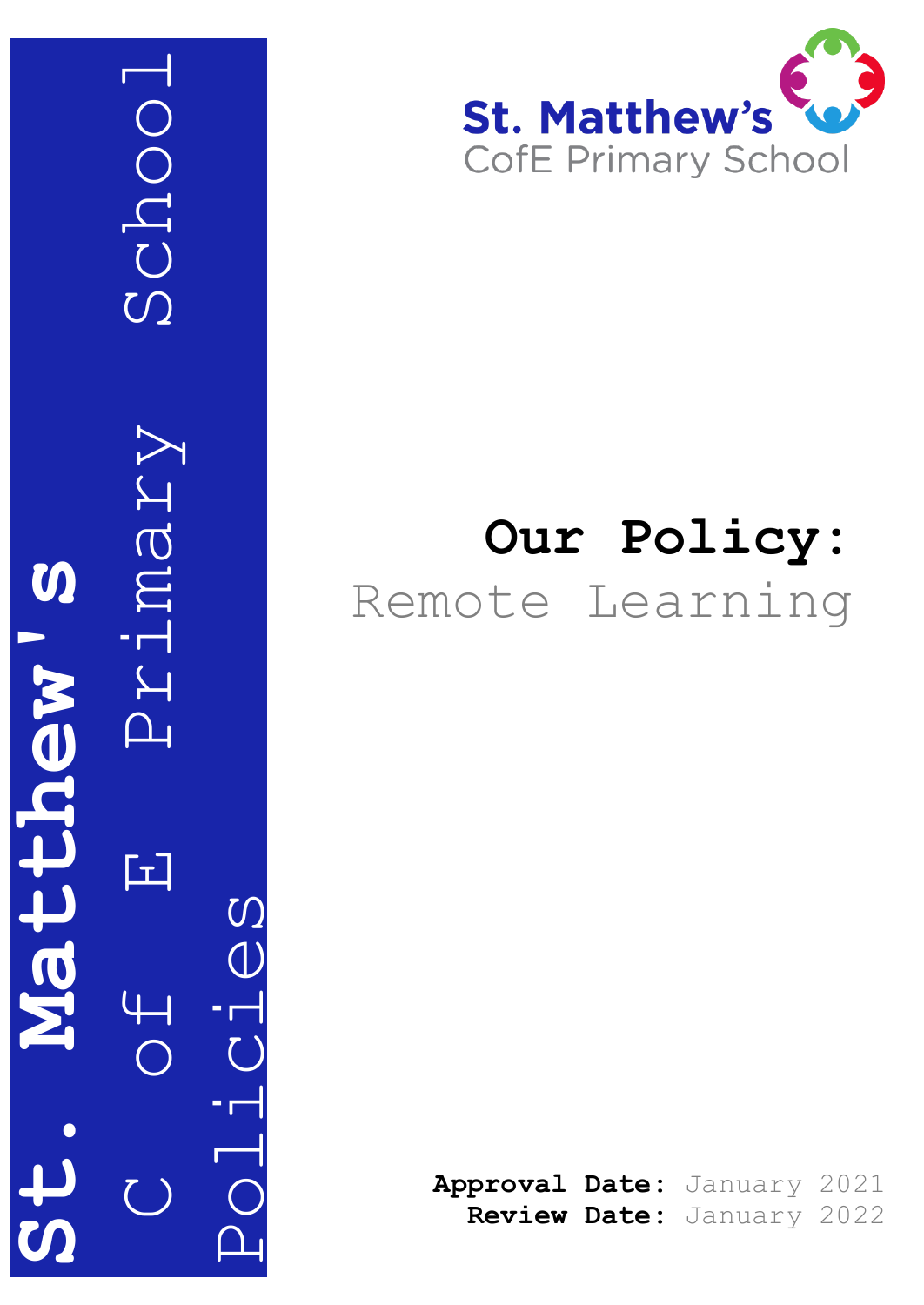St. Matthew's C of E Primary School Policies

St. Matthew's CofE Primary School

# Our Policy:

## Remote Learning

**Approval Date:** January 2021
**Review Date:** January 2022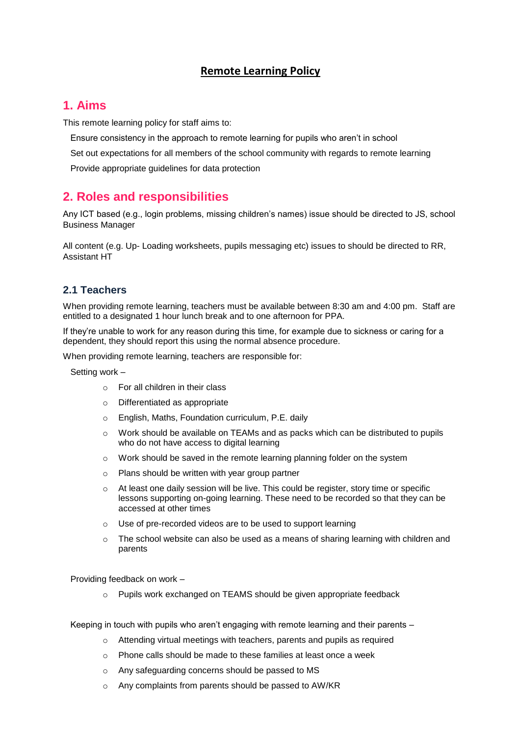# Remote Learning Policy

## 1. Aims

This remote learning policy for staff aims to:

- Ensure consistency in the approach to remote learning for pupils who aren't in school
- Set out expectations for all members of the school community with regards to remote learning
- Provide appropriate guidelines for data protection

## 2. Roles and responsibilities

Any ICT based (e.g., login problems, missing children's names) issue should be directed to JS, school Business Manager

All content (e.g. Up- Loading worksheets, pupils messaging etc) issues to should be directed to RR, Assistant HT

### 2.1 Teachers

When providing remote learning, teachers must be available between 8:30 am and 4:00 pm. Staff are entitled to a designated 1 hour lunch break and to one afternoon for PPA.

If they're unable to work for any reason during this time, for example due to sickness or caring for a dependent, they should report this using the normal absence procedure.

When providing remote learning, teachers are responsible for:

- Setting work –
  - For all children in their class
  - Differentiated as appropriate
  - English, Maths, Foundation curriculum, P.E. daily
  - Work should be available on TEAMs and as packs which can be distributed to pupils who do not have access to digital learning
  - Work should be saved in the remote learning planning folder on the system
  - Plans should be written with year group partner
  - At least one daily session will be live. This could be register, story time or specific lessons supporting on-going learning. These need to be recorded so that they can be accessed at other times
  - Use of pre-recorded videos are to be used to support learning
  - The school website can also be used as a means of sharing learning with children and parents

- Providing feedback on work –
  - Pupils work exchanged on TEAMS should be given appropriate feedback

- Keeping in touch with pupils who aren't engaging with remote learning and their parents –
  - Attending virtual meetings with teachers, parents and pupils as required
  - Phone calls should be made to these families at least once a week
  - Any safeguarding concerns should be passed to MS
  - Any complaints from parents should be passed to AW/KR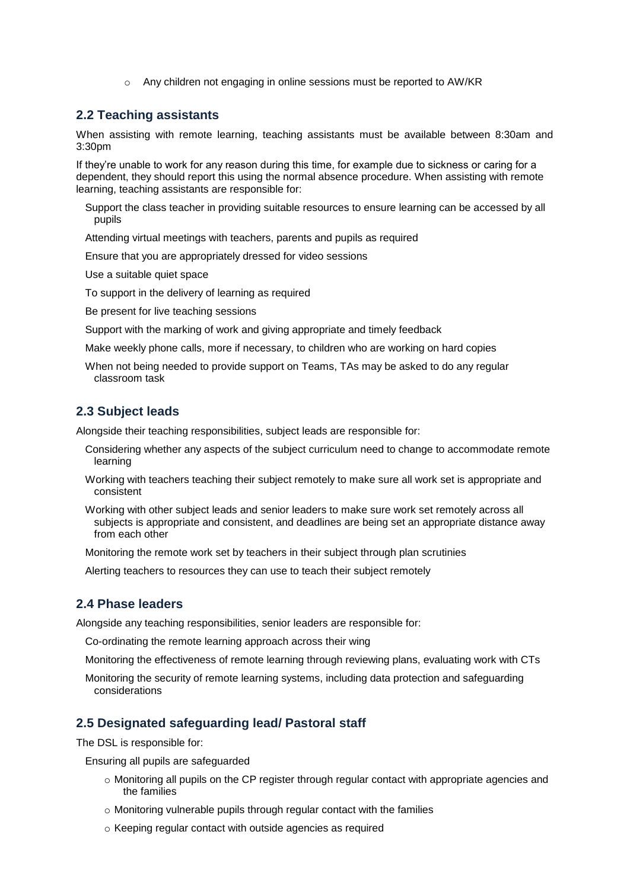- Any children not engaging in online sessions must be reported to AW/KR

## 2.2 Teaching assistants

When assisting with remote learning, teaching assistants must be available between 8:30am and 3:30pm

If they're unable to work for any reason during this time, for example due to sickness or caring for a dependent, they should report this using the normal absence procedure. When assisting with remote learning, teaching assistants are responsible for:

- Support the class teacher in providing suitable resources to ensure learning can be accessed by all pupils
- Attending virtual meetings with teachers, parents and pupils as required
- Ensure that you are appropriately dressed for video sessions
- Use a suitable quiet space
- To support in the delivery of learning as required
- Be present for live teaching sessions
- Support with the marking of work and giving appropriate and timely feedback
- Make weekly phone calls, more if necessary, to children who are working on hard copies
- When not being needed to provide support on Teams, TAs may be asked to do any regular classroom task

## 2.3 Subject leads

Alongside their teaching responsibilities, subject leads are responsible for:

- Considering whether any aspects of the subject curriculum need to change to accommodate remote learning
- Working with teachers teaching their subject remotely to make sure all work set is appropriate and consistent
- Working with other subject leads and senior leaders to make sure work set remotely across all subjects is appropriate and consistent, and deadlines are being set an appropriate distance away from each other
- Monitoring the remote work set by teachers in their subject through plan scrutinies
- Alerting teachers to resources they can use to teach their subject remotely

## 2.4 Phase leaders

Alongside any teaching responsibilities, senior leaders are responsible for:

- Co-ordinating the remote learning approach across their wing
- Monitoring the effectiveness of remote learning through reviewing plans, evaluating work with CTs
- Monitoring the security of remote learning systems, including data protection and safeguarding considerations

## 2.5 Designated safeguarding lead/ Pastoral staff

The DSL is responsible for:

- Ensuring all pupils are safeguarded
  - Monitoring all pupils on the CP register through regular contact with appropriate agencies and the families
  - Monitoring vulnerable pupils through regular contact with the families
  - Keeping regular contact with outside agencies as required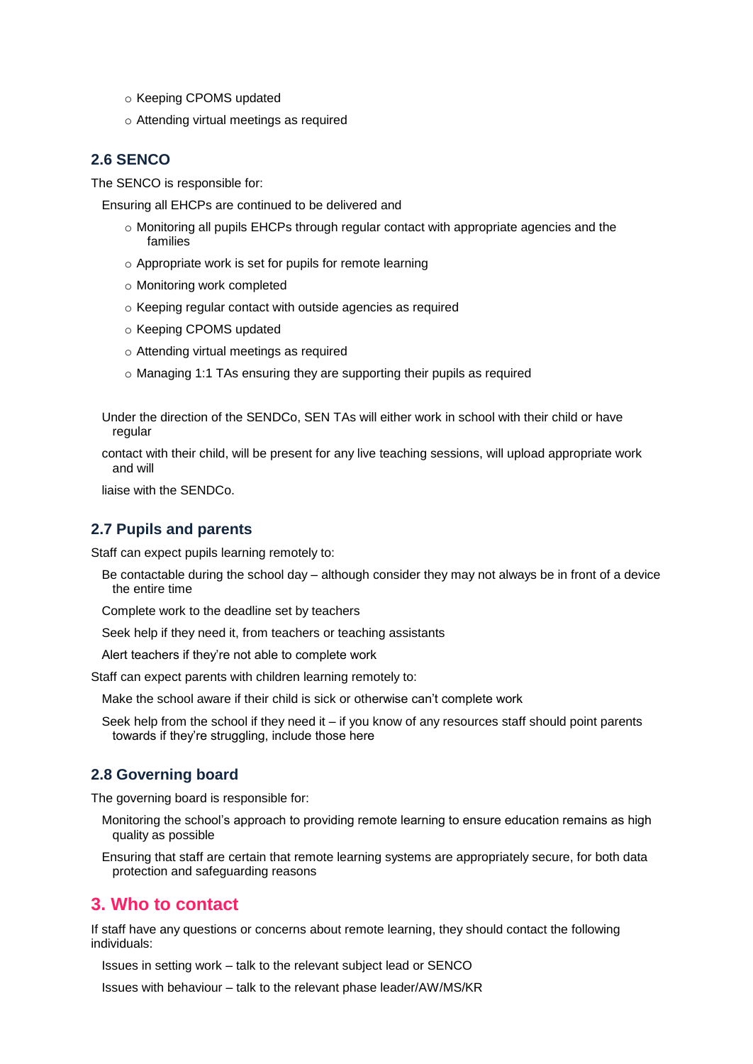- Keeping CPOMS updated
- Attending virtual meetings as required

### 2.6 SENCO

The SENCO is responsible for:

Ensuring all EHCPs are continued to be delivered and

- Monitoring all pupils EHCPs through regular contact with appropriate agencies and the families
- Appropriate work is set for pupils for remote learning
- Monitoring work completed
- Keeping regular contact with outside agencies as required
- Keeping CPOMS updated
- Attending virtual meetings as required
- Managing 1:1 TAs ensuring they are supporting their pupils as required

Under the direction of the SENDCo, SEN TAs will either work in school with their child or have regular

contact with their child, will be present for any live teaching sessions, will upload appropriate work and will

liaise with the SENDCo.

### 2.7 Pupils and parents

Staff can expect pupils learning remotely to:

Be contactable during the school day – although consider they may not always be in front of a device the entire time

Complete work to the deadline set by teachers

Seek help if they need it, from teachers or teaching assistants

Alert teachers if they're not able to complete work

Staff can expect parents with children learning remotely to:

Make the school aware if their child is sick or otherwise can't complete work

Seek help from the school if they need it – if you know of any resources staff should point parents towards if they're struggling, include those here

### 2.8 Governing board

The governing board is responsible for:

Monitoring the school's approach to providing remote learning to ensure education remains as high quality as possible

Ensuring that staff are certain that remote learning systems are appropriately secure, for both data protection and safeguarding reasons

## 3. Who to contact

If staff have any questions or concerns about remote learning, they should contact the following individuals:

Issues in setting work – talk to the relevant subject lead or SENCO

Issues with behaviour – talk to the relevant phase leader/AW/MS/KR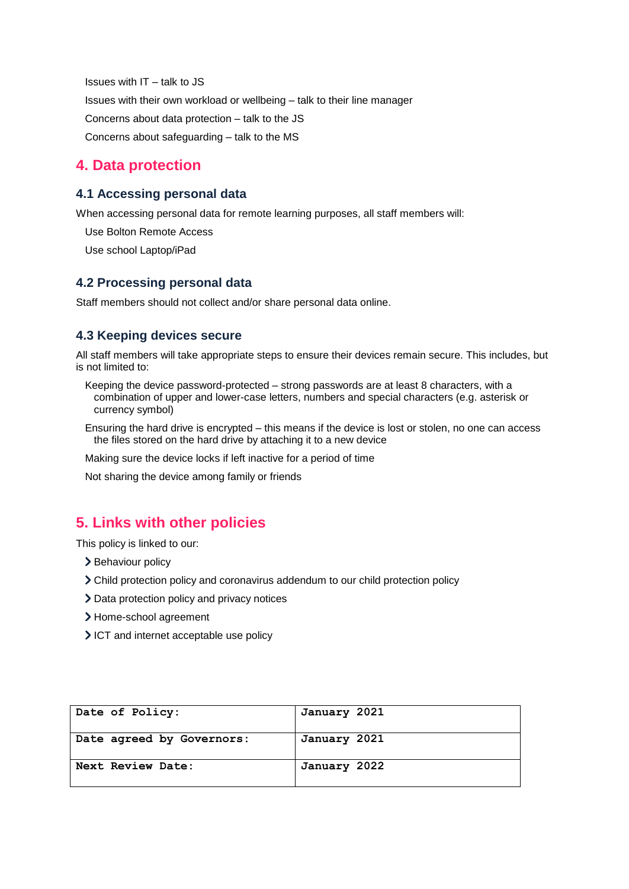- Issues with IT – talk to JS
- Issues with their own workload or wellbeing – talk to their line manager
- Concerns about data protection – talk to the JS
- Concerns about safeguarding – talk to the MS

## 4. Data protection

### 4.1 Accessing personal data

When accessing personal data for remote learning purposes, all staff members will:

- Use Bolton Remote Access
- Use school Laptop/iPad

### 4.2 Processing personal data

Staff members should not collect and/or share personal data online.

### 4.3 Keeping devices secure

All staff members will take appropriate steps to ensure their devices remain secure. This includes, but is not limited to:

- Keeping the device password-protected – strong passwords are at least 8 characters, with a combination of upper and lower-case letters, numbers and special characters (e.g. asterisk or currency symbol)
- Ensuring the hard drive is encrypted – this means if the device is lost or stolen, no one can access the files stored on the hard drive by attaching it to a new device
- Making sure the device locks if left inactive for a period of time
- Not sharing the device among family or friends

## 5. Links with other policies

This policy is linked to our:

- Behaviour policy
- Child protection policy and coronavirus addendum to our child protection policy
- Data protection policy and privacy notices
- Home-school agreement
- ICT and internet acceptable use policy

| | |
|---|---|
| **Date of Policy:** | January 2021 |
| **Date agreed by Governors:** | January 2021 |
| **Next Review Date:** | January 2022 |